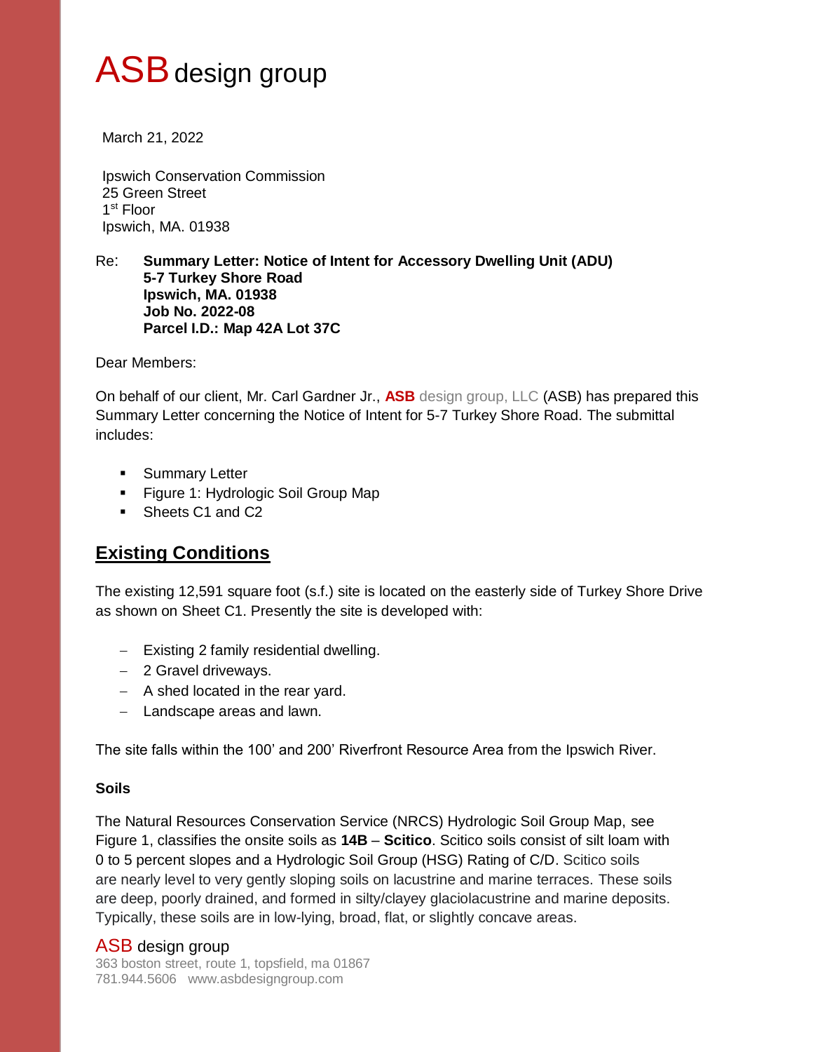# ASB design group

March 21, 2022

Ipswich Conservation Commission
25 Green Street
1st Floor
Ipswich, MA. 01938

Re: **Summary Letter: Notice of Intent for Accessory Dwelling Unit (ADU)**
**5-7 Turkey Shore Road**
**Ipswich, MA. 01938**
**Job No. 2022-08**
**Parcel I.D.: Map 42A Lot 37C**

Dear Members:

On behalf of our client, Mr. Carl Gardner Jr., **ASB** design group, LLC (ASB) has prepared this Summary Letter concerning the Notice of Intent for 5-7 Turkey Shore Road. The submittal includes:

- Summary Letter
- Figure 1: Hydrologic Soil Group Map
- Sheets C1 and C2

## Existing Conditions

The existing 12,591 square foot (s.f.) site is located on the easterly side of Turkey Shore Drive as shown on Sheet C1. Presently the site is developed with:

- Existing 2 family residential dwelling.
- 2 Gravel driveways.
- A shed located in the rear yard.
- Landscape areas and lawn.

The site falls within the 100' and 200' Riverfront Resource Area from the Ipswich River.

### Soils

The Natural Resources Conservation Service (NRCS) Hydrologic Soil Group Map, see Figure 1, classifies the onsite soils as **14B** – **Scitico**. Scitico soils consist of silt loam with 0 to 5 percent slopes and a Hydrologic Soil Group (HSG) Rating of C/D. Scitico soils are nearly level to very gently sloping soils on lacustrine and marine terraces. These soils are deep, poorly drained, and formed in silty/clayey glaciolacustrine and marine deposits. Typically, these soils are in low-lying, broad, flat, or slightly concave areas.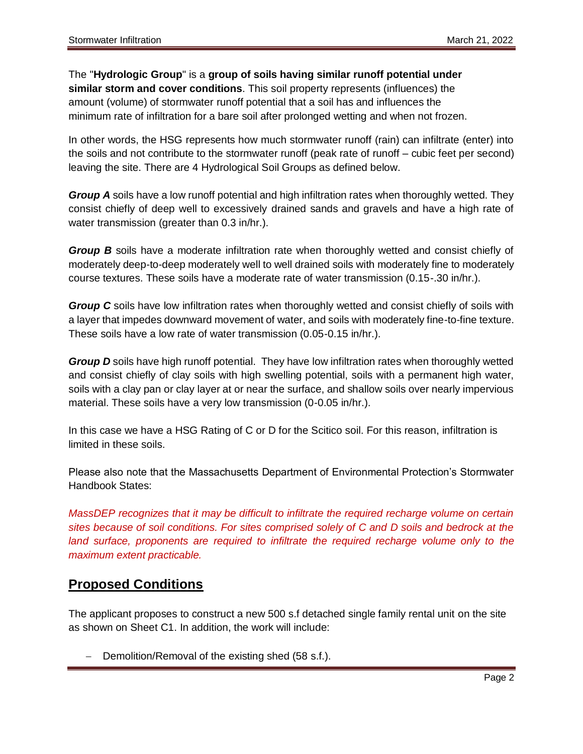The "**Hydrologic Group**" is a **group of soils having similar runoff potential under similar storm and cover conditions**. This soil property represents (influences) the amount (volume) of stormwater runoff potential that a soil has and influences the minimum rate of infiltration for a bare soil after prolonged wetting and when not frozen.

In other words, the HSG represents how much stormwater runoff (rain) can infiltrate (enter) into the soils and not contribute to the stormwater runoff (peak rate of runoff – cubic feet per second) leaving the site. There are 4 Hydrological Soil Groups as defined below.

***Group A*** soils have a low runoff potential and high infiltration rates when thoroughly wetted. They consist chiefly of deep well to excessively drained sands and gravels and have a high rate of water transmission (greater than 0.3 in/hr.).

***Group B*** soils have a moderate infiltration rate when thoroughly wetted and consist chiefly of moderately deep-to-deep moderately well to well drained soils with moderately fine to moderately course textures. These soils have a moderate rate of water transmission (0.15-.30 in/hr.).

***Group C*** soils have low infiltration rates when thoroughly wetted and consist chiefly of soils with a layer that impedes downward movement of water, and soils with moderately fine-to-fine texture. These soils have a low rate of water transmission (0.05-0.15 in/hr.).

***Group D*** soils have high runoff potential. They have low infiltration rates when thoroughly wetted and consist chiefly of clay soils with high swelling potential, soils with a permanent high water, soils with a clay pan or clay layer at or near the surface, and shallow soils over nearly impervious material. These soils have a very low transmission (0-0.05 in/hr.).

In this case we have a HSG Rating of C or D for the Scitico soil. For this reason, infiltration is limited in these soils.

Please also note that the Massachusetts Department of Environmental Protection's Stormwater Handbook States:

*MassDEP recognizes that it may be difficult to infiltrate the required recharge volume on certain sites because of soil conditions. For sites comprised solely of C and D soils and bedrock at the land surface, proponents are required to infiltrate the required recharge volume only to the maximum extent practicable.*

## Proposed Conditions

The applicant proposes to construct a new 500 s.f detached single family rental unit on the site as shown on Sheet C1. In addition, the work will include:

- Demolition/Removal of the existing shed (58 s.f.).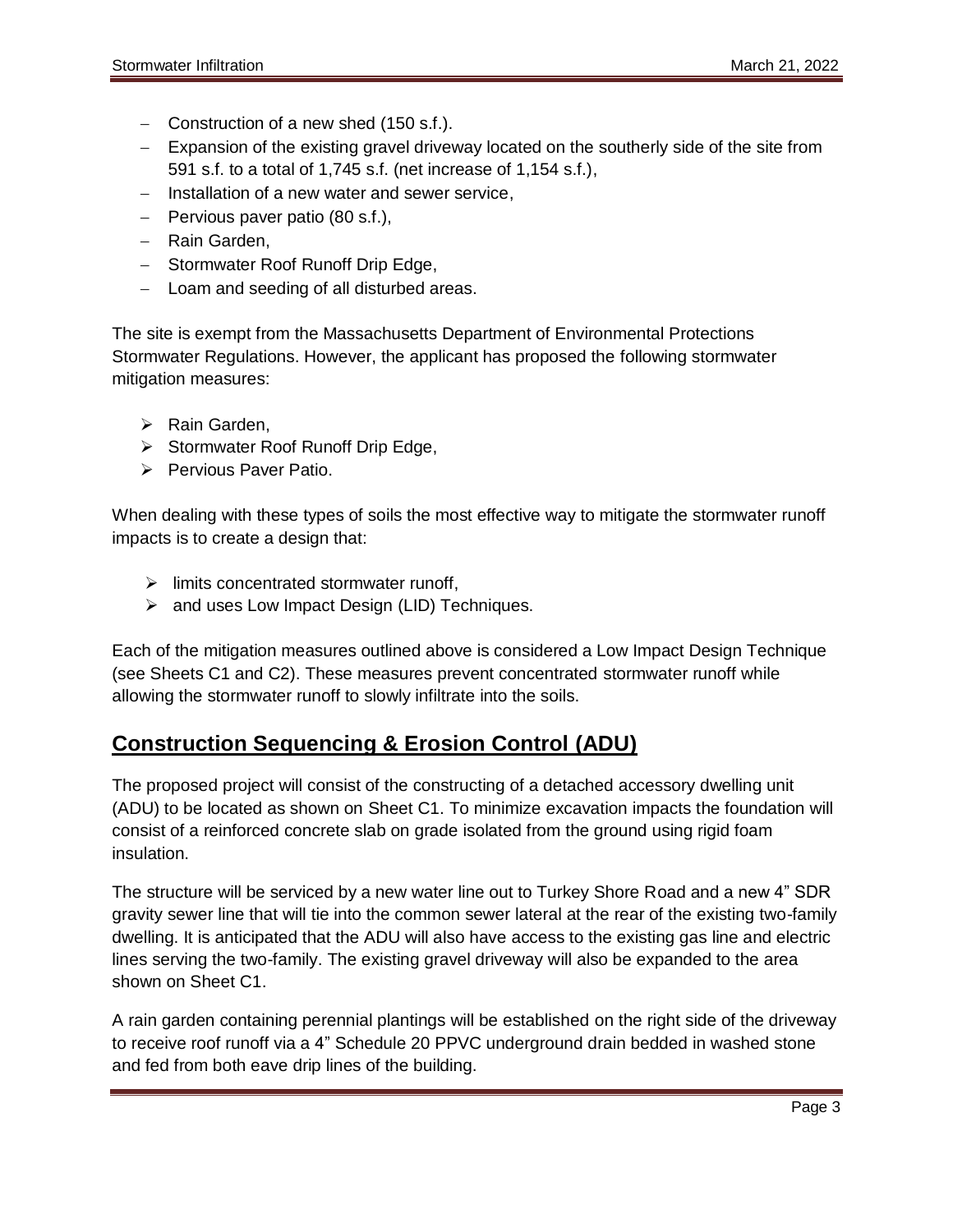- Construction of a new shed (150 s.f.).
- Expansion of the existing gravel driveway located on the southerly side of the site from 591 s.f. to a total of 1,745 s.f. (net increase of 1,154 s.f.),
- Installation of a new water and sewer service,
- Pervious paver patio (80 s.f.),
- Rain Garden,
- Stormwater Roof Runoff Drip Edge,
- Loam and seeding of all disturbed areas.

The site is exempt from the Massachusetts Department of Environmental Protections Stormwater Regulations. However, the applicant has proposed the following stormwater mitigation measures:

- Rain Garden,
- Stormwater Roof Runoff Drip Edge,
- Pervious Paver Patio.

When dealing with these types of soils the most effective way to mitigate the stormwater runoff impacts is to create a design that:

- limits concentrated stormwater runoff,
- and uses Low Impact Design (LID) Techniques.

Each of the mitigation measures outlined above is considered a Low Impact Design Technique (see Sheets C1 and C2). These measures prevent concentrated stormwater runoff while allowing the stormwater runoff to slowly infiltrate into the soils.

## **Construction Sequencing & Erosion Control (ADU)**

The proposed project will consist of the constructing of a detached accessory dwelling unit (ADU) to be located as shown on Sheet C1. To minimize excavation impacts the foundation will consist of a reinforced concrete slab on grade isolated from the ground using rigid foam insulation.

The structure will be serviced by a new water line out to Turkey Shore Road and a new 4" SDR gravity sewer line that will tie into the common sewer lateral at the rear of the existing two-family dwelling. It is anticipated that the ADU will also have access to the existing gas line and electric lines serving the two-family. The existing gravel driveway will also be expanded to the area shown on Sheet C1.

A rain garden containing perennial plantings will be established on the right side of the driveway to receive roof runoff via a 4" Schedule 20 PPVC underground drain bedded in washed stone and fed from both eave drip lines of the building.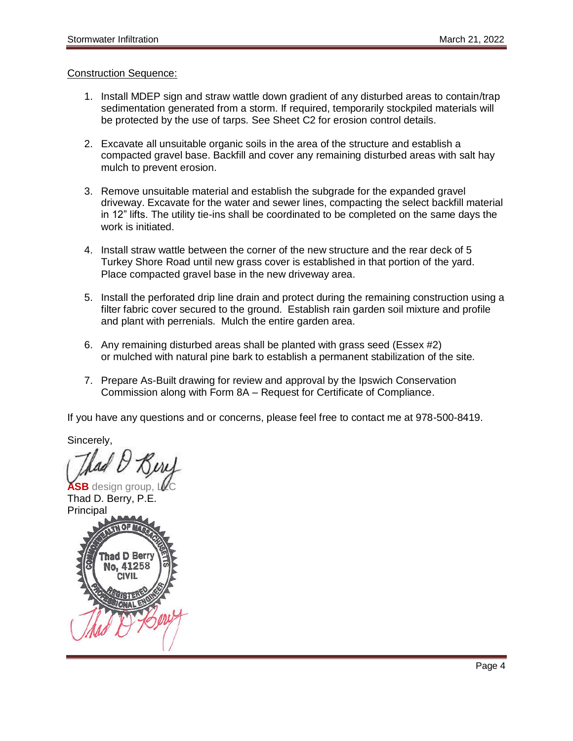Construction Sequence:

1. Install MDEP sign and straw wattle down gradient of any disturbed areas to contain/trap sedimentation generated from a storm. If required, temporarily stockpiled materials will be protected by the use of tarps. See Sheet C2 for erosion control details.

2. Excavate all unsuitable organic soils in the area of the structure and establish a compacted gravel base. Backfill and cover any remaining disturbed areas with salt hay mulch to prevent erosion.

3. Remove unsuitable material and establish the subgrade for the expanded gravel driveway. Excavate for the water and sewer lines, compacting the select backfill material in 12" lifts. The utility tie-ins shall be coordinated to be completed on the same days the work is initiated.

4. Install straw wattle between the corner of the new structure and the rear deck of 5 Turkey Shore Road until new grass cover is established in that portion of the yard. Place compacted gravel base in the new driveway area.

5. Install the perforated drip line drain and protect during the remaining construction using a filter fabric cover secured to the ground. Establish rain garden soil mixture and profile and plant with perrenials. Mulch the entire garden area.

6. Any remaining disturbed areas shall be planted with grass seed (Essex #2) or mulched with natural pine bark to establish a permanent stabilization of the site.

7. Prepare As-Built drawing for review and approval by the Ipswich Conservation Commission along with Form 8A – Request for Certificate of Compliance.

If you have any questions and or concerns, please feel free to contact me at 978-500-8419.

Sincerely,

Thad D Berry

**ASB** design group, LLC
Thad D. Berry, P.E.
Principal

COMMONWEALTH OF MASSACHUSETTS
Thad D Berry
No, 41258
CIVIL
REGISTERED PROFESSIONAL ENGINEER

Thad D Berry